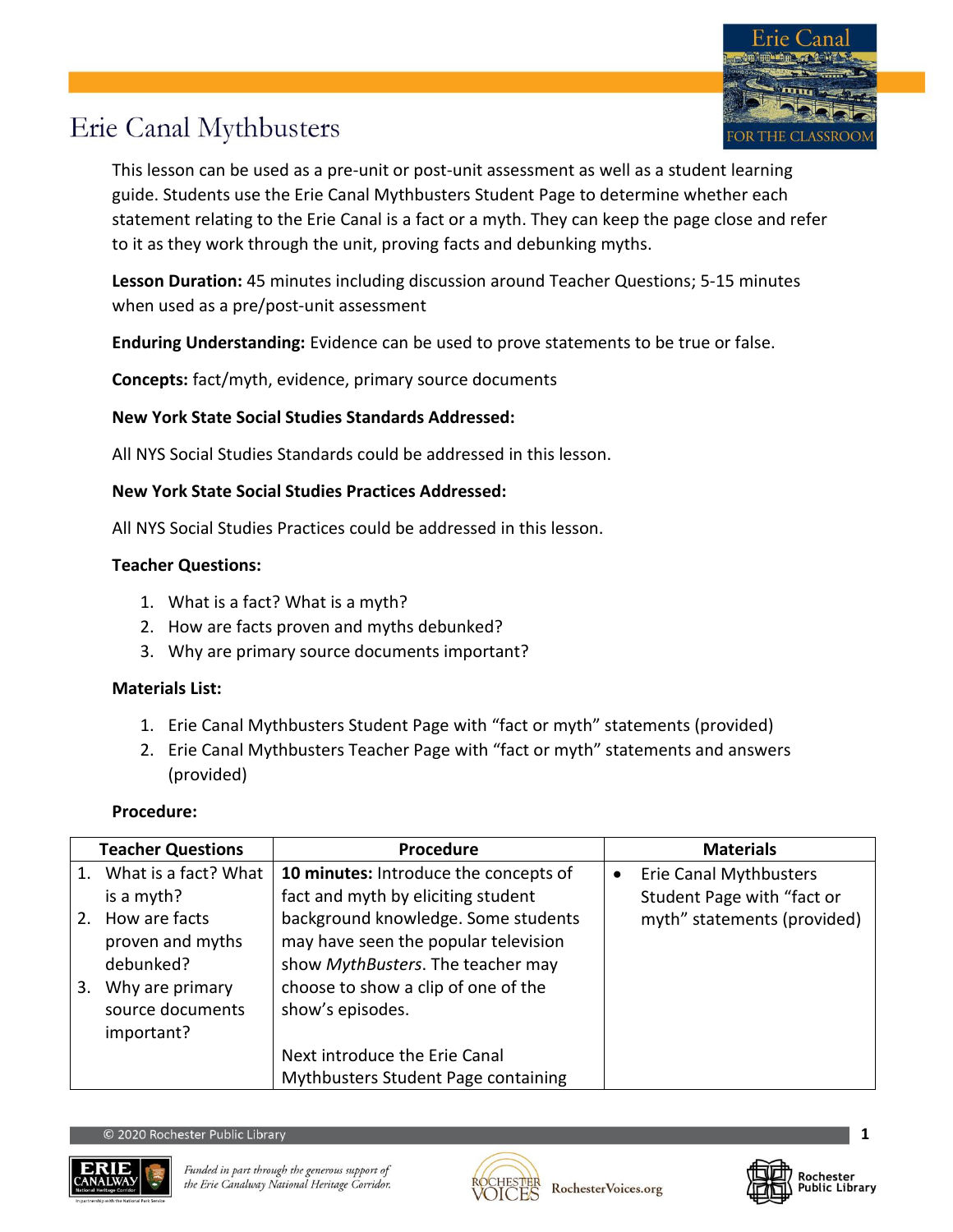# Erie Canal Mythbusters

This lesson can be used as a pre-unit or post-unit assessment as well as a student learning guide. Students use the Erie Canal Mythbusters Student Page to determine whether each statement relating to the Erie Canal is a fact or a myth. They can keep the page close and refer to it as they work through the unit, proving facts and debunking myths.

**Lesson Duration:** 45 minutes including discussion around Teacher Questions; 5-15 minutes when used as a pre/post-unit assessment

**Enduring Understanding:** Evidence can be used to prove statements to be true or false.

**Concepts:** fact/myth, evidence, primary source documents

**New York State Social Studies Standards Addressed:**

All NYS Social Studies Standards could be addressed in this lesson.

**New York State Social Studies Practices Addressed:**

All NYS Social Studies Practices could be addressed in this lesson.

**Teacher Questions:**

1. What is a fact? What is a myth?
2. How are facts proven and myths debunked?
3. Why are primary source documents important?

**Materials List:**

1. Erie Canal Mythbusters Student Page with "fact or myth" statements (provided)
2. Erie Canal Mythbusters Teacher Page with "fact or myth" statements and answers (provided)

**Procedure:**

| Teacher Questions | Procedure | Materials |
|---|---|---|
| 1. What is a fact? What is a myth?<br>2. How are facts proven and myths debunked?<br>3. Why are primary source documents important? | **10 minutes:** Introduce the concepts of fact and myth by eliciting student background knowledge. Some students may have seen the popular television show *MythBusters*. The teacher may choose to show a clip of one of the show's episodes.<br><br>Next introduce the Erie Canal Mythbusters Student Page containing | • Erie Canal Mythbusters Student Page with "fact or myth" statements (provided) |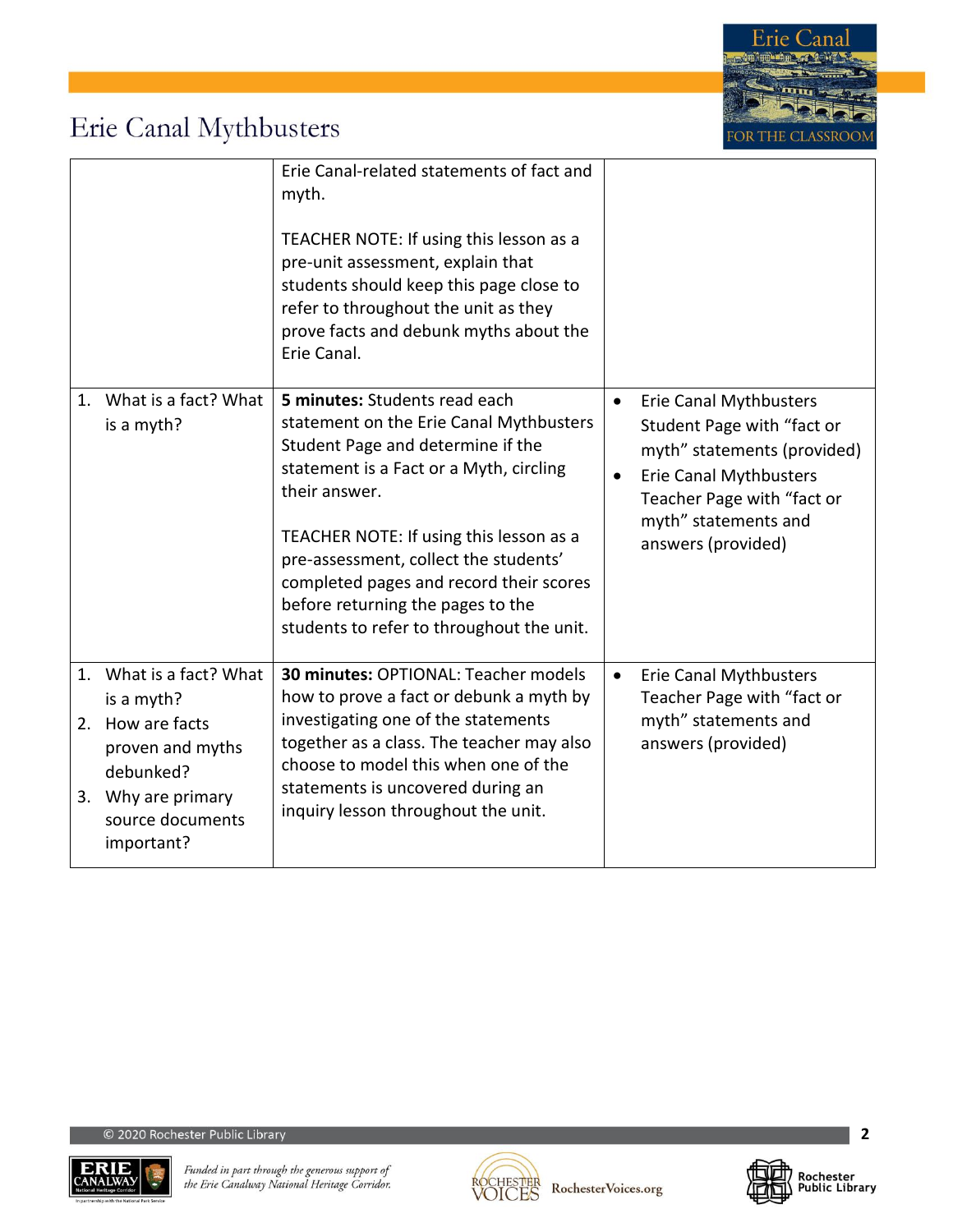# Erie Canal Mythbusters

| | | |
|---|---|---|
| | Erie Canal-related statements of fact and myth.<br><br>TEACHER NOTE: If using this lesson as a pre-unit assessment, explain that students should keep this page close to refer to throughout the unit as they prove facts and debunk myths about the Erie Canal. | |
| 1. What is a fact? What is a myth? | **5 minutes:** Students read each statement on the Erie Canal Mythbusters Student Page and determine if the statement is a Fact or a Myth, circling their answer.<br><br>TEACHER NOTE: If using this lesson as a pre-assessment, collect the students' completed pages and record their scores before returning the pages to the students to refer to throughout the unit. | • Erie Canal Mythbusters Student Page with "fact or myth" statements (provided)<br>• Erie Canal Mythbusters Teacher Page with "fact or myth" statements and answers (provided) |
| 1. What is a fact? What is a myth?<br>2. How are facts proven and myths debunked?<br>3. Why are primary source documents important? | **30 minutes:** OPTIONAL: Teacher models how to prove a fact or debunk a myth by investigating one of the statements together as a class. The teacher may also choose to model this when one of the statements is uncovered during an inquiry lesson throughout the unit. | • Erie Canal Mythbusters Teacher Page with "fact or myth" statements and answers (provided) |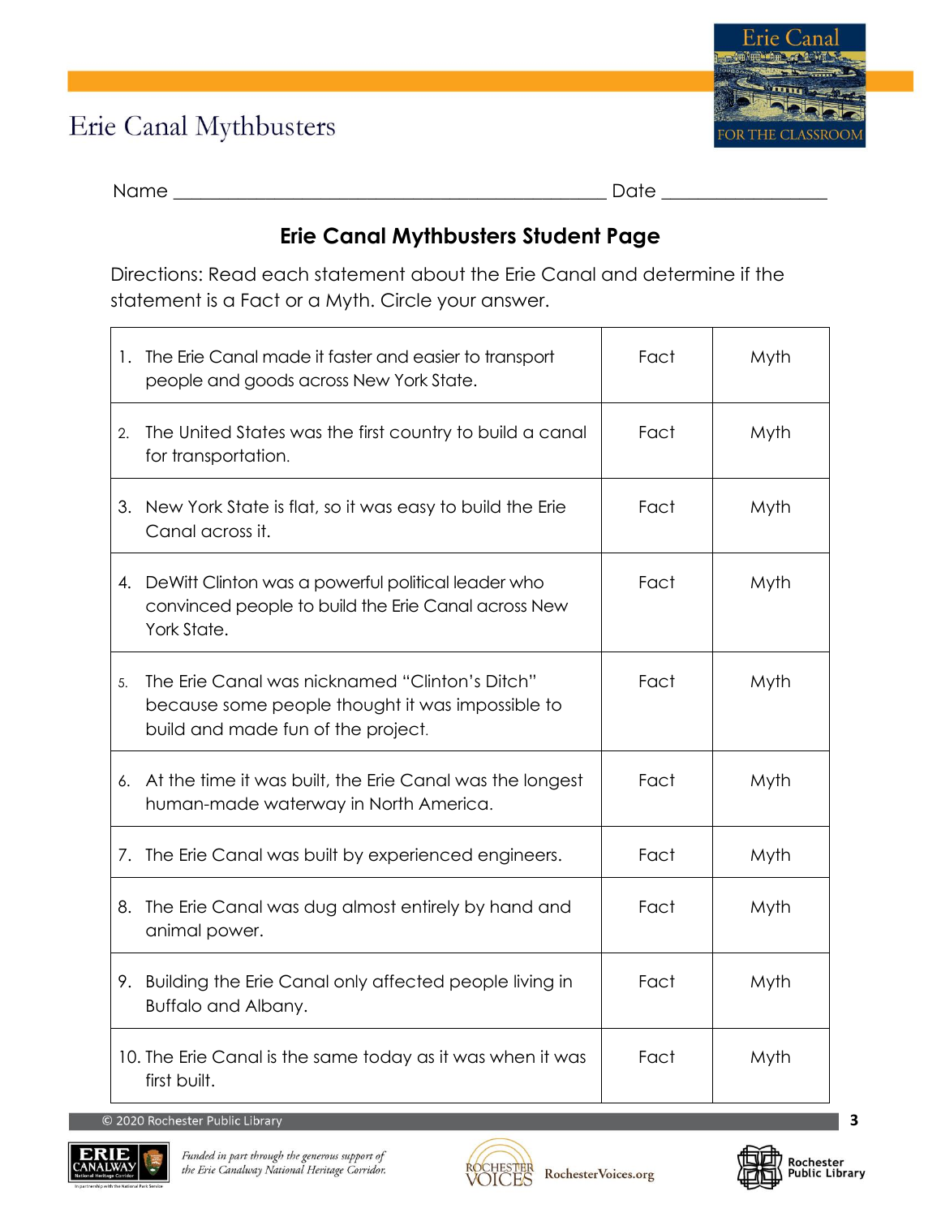# Erie Canal Mythbusters

Name ______________________________________________ Date ________________

## Erie Canal Mythbusters Student Page

Directions: Read each statement about the Erie Canal and determine if the statement is a Fact or a Myth. Circle your answer.

| Statement | | |
|---|---|---|
| 1. The Erie Canal made it faster and easier to transport people and goods across New York State. | Fact | Myth |
| 2. The United States was the first country to build a canal for transportation. | Fact | Myth |
| 3. New York State is flat, so it was easy to build the Erie Canal across it. | Fact | Myth |
| 4. DeWitt Clinton was a powerful political leader who convinced people to build the Erie Canal across New York State. | Fact | Myth |
| 5. The Erie Canal was nicknamed "Clinton's Ditch" because some people thought it was impossible to build and made fun of the project. | Fact | Myth |
| 6. At the time it was built, the Erie Canal was the longest human-made waterway in North America. | Fact | Myth |
| 7. The Erie Canal was built by experienced engineers. | Fact | Myth |
| 8. The Erie Canal was dug almost entirely by hand and animal power. | Fact | Myth |
| 9. Building the Erie Canal only affected people living in Buffalo and Albany. | Fact | Myth |
| 10. The Erie Canal is the same today as it was when it was first built. | Fact | Myth |

© 2020 Rochester Public Library

*Funded in part through the generous support of the Erie Canalway National Heritage Corridor.*

RochesterVoices.org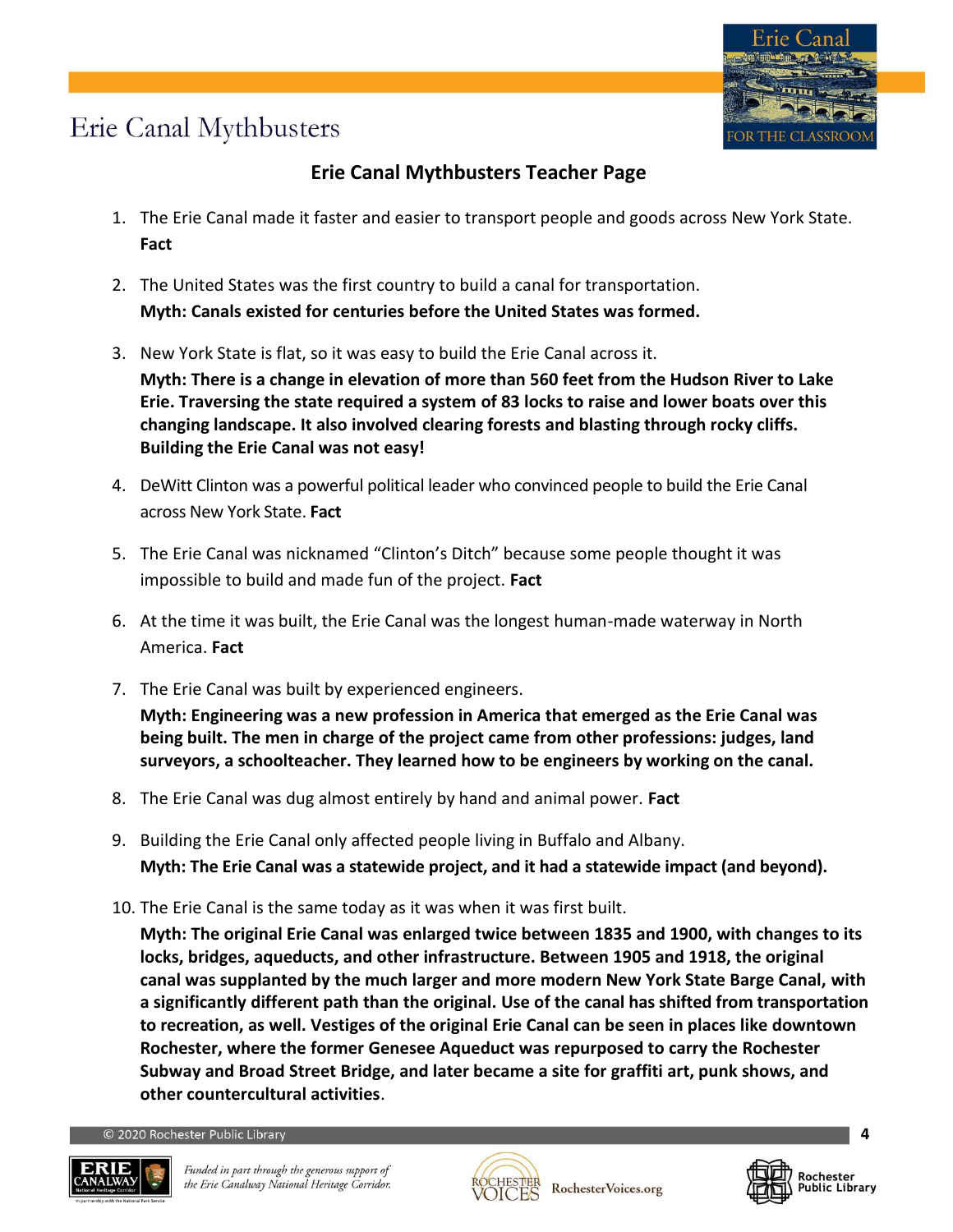# Erie Canal Mythbusters

## Erie Canal Mythbusters Teacher Page

1. The Erie Canal made it faster and easier to transport people and goods across New York State. **Fact**

2. The United States was the first country to build a canal for transportation. **Myth: Canals existed for centuries before the United States was formed.**

3. New York State is flat, so it was easy to build the Erie Canal across it. **Myth: There is a change in elevation of more than 560 feet from the Hudson River to Lake Erie. Traversing the state required a system of 83 locks to raise and lower boats over this changing landscape. It also involved clearing forests and blasting through rocky cliffs. Building the Erie Canal was not easy!**

4. DeWitt Clinton was a powerful political leader who convinced people to build the Erie Canal across New York State. **Fact**

5. The Erie Canal was nicknamed "Clinton's Ditch" because some people thought it was impossible to build and made fun of the project. **Fact**

6. At the time it was built, the Erie Canal was the longest human-made waterway in North America. **Fact**

7. The Erie Canal was built by experienced engineers. **Myth: Engineering was a new profession in America that emerged as the Erie Canal was being built. The men in charge of the project came from other professions: judges, land surveyors, a schoolteacher. They learned how to be engineers by working on the canal.**

8. The Erie Canal was dug almost entirely by hand and animal power. **Fact**

9. Building the Erie Canal only affected people living in Buffalo and Albany. **Myth: The Erie Canal was a statewide project, and it had a statewide impact (and beyond).**

10. The Erie Canal is the same today as it was when it was first built. **Myth: The original Erie Canal was enlarged twice between 1835 and 1900, with changes to its locks, bridges, aqueducts, and other infrastructure. Between 1905 and 1918, the original canal was supplanted by the much larger and more modern New York State Barge Canal, with a significantly different path than the original. Use of the canal has shifted from transportation to recreation, as well. Vestiges of the original Erie Canal can be seen in places like downtown Rochester, where the former Genesee Aqueduct was repurposed to carry the Rochester Subway and Broad Street Bridge, and later became a site for graffiti art, punk shows, and other countercultural activities**.

© 2020 Rochester Public Library

*Funded in part through the generous support of the Erie Canalway National Heritage Corridor.*

RochesterVoices.org